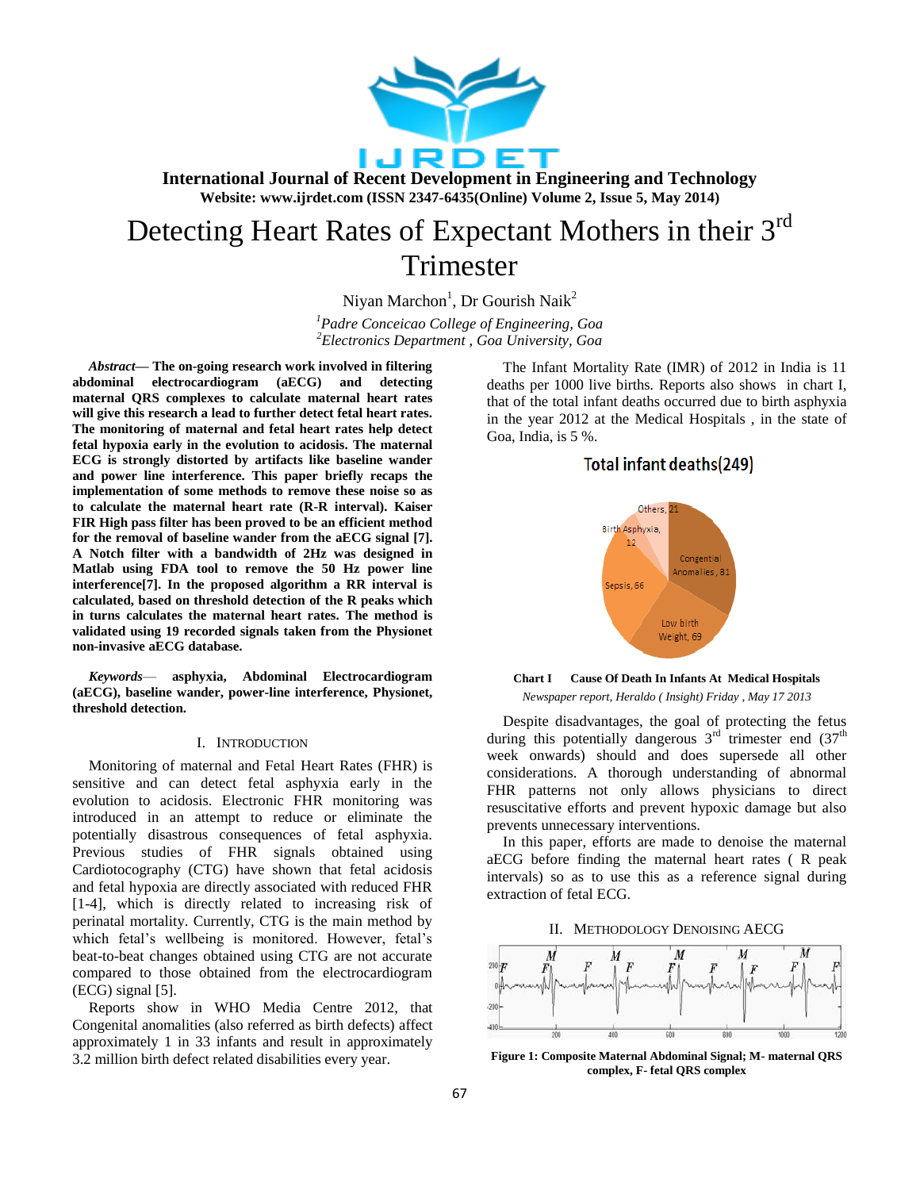# Detecting Heart Rates of Expectant Mothers in their 3rd Trimester

Niyan Marchon[1], Dr Gourish Naik[2]

[1]*Padre Conceicao College of Engineering, Goa*
[2]*Electronics Department , Goa University, Goa*

***Abstract*— The on-going research work involved in filtering abdominal electrocardiogram (aECG) and detecting maternal QRS complexes to calculate maternal heart rates will give this research a lead to further detect fetal heart rates. The monitoring of maternal and fetal heart rates help detect fetal hypoxia early in the evolution to acidosis. The maternal ECG is strongly distorted by artifacts like baseline wander and power line interference. This paper briefly recaps the implementation of some methods to remove these noise so as to calculate the maternal heart rate (R-R interval). Kaiser FIR High pass filter has been proved to be an efficient method for the removal of baseline wander from the aECG signal [7]. A Notch filter with a bandwidth of 2Hz was designed in Matlab using FDA tool to remove the 50 Hz power line interference[7]. In the proposed algorithm a RR interval is calculated, based on threshold detection of the R peaks which in turns calculates the maternal heart rates. The method is validated using 19 recorded signals taken from the Physionet non-invasive aECG database.**

***Keywords*— asphyxia, Abdominal Electrocardiogram (aECG), baseline wander, power-line interference, Physionet, threshold detection.**

## I. Introduction

Monitoring of maternal and Fetal Heart Rates (FHR) is sensitive and can detect fetal asphyxia early in the evolution to acidosis. Electronic FHR monitoring was introduced in an attempt to reduce or eliminate the potentially disastrous consequences of fetal asphyxia. Previous studies of FHR signals obtained using Cardiotocography (CTG) have shown that fetal acidosis and fetal hypoxia are directly associated with reduced FHR [1-4], which is directly related to increasing risk of perinatal mortality. Currently, CTG is the main method by which fetal's wellbeing is monitored. However, fetal's beat-to-beat changes obtained using CTG are not accurate compared to those obtained from the electrocardiogram (ECG) signal [5].

Reports show in WHO Media Centre 2012, that Congenital anomalities (also referred as birth defects) affect approximately 1 in 33 infants and result in approximately 3.2 million birth defect related disabilities every year.

The Infant Mortality Rate (IMR) of 2012 in India is 11 deaths per 1000 live births. Reports also shows in chart I, that of the total infant deaths occurred due to birth asphyxia in the year 2012 at the Medical Hospitals , in the state of Goa, India, is 5 %.

Total infant deaths(249)

Others, 21; Birth Asphyxia, 12; Congential Anomalies, 81; Sepsis, 66; Low birth Weight, 69

**Chart I Cause Of Death In Infants At Medical Hospitals**

*Newspaper report, Heraldo ( Insight) Friday , May 17 2013*

Despite disadvantages, the goal of protecting the fetus during this potentially dangerous 3rd trimester end (37th week onwards) should and does supersede all other considerations. A thorough understanding of abnormal FHR patterns not only allows physicians to direct resuscitative efforts and prevent hypoxic damage but also prevents unnecessary interventions.

In this paper, efforts are made to denoise the maternal aECG before finding the maternal heart rates ( R peak intervals) so as to use this as a reference signal during extraction of fetal ECG.

## II. Methodology Denoising AECG

**Figure 1: Composite Maternal Abdominal Signal; M- maternal QRS complex, F- fetal QRS complex**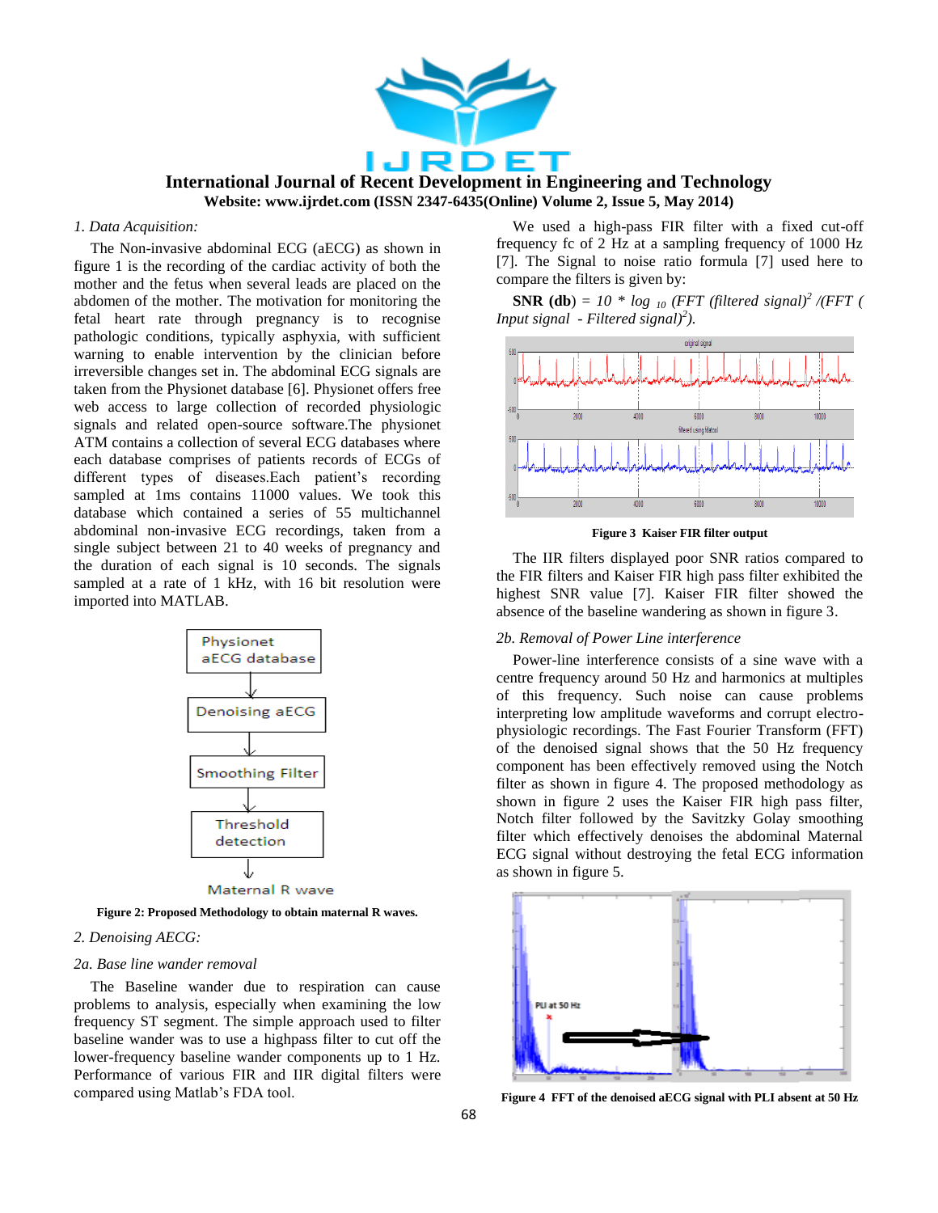*1. Data Acquisition:*

The Non-invasive abdominal ECG (aECG) as shown in figure 1 is the recording of the cardiac activity of both the mother and the fetus when several leads are placed on the abdomen of the mother. The motivation for monitoring the fetal heart rate through pregnancy is to recognise pathologic conditions, typically asphyxia, with sufficient warning to enable intervention by the clinician before irreversible changes set in. The abdominal ECG signals are taken from the Physionet database [6]. Physionet offers free web access to large collection of recorded physiologic signals and related open-source software.The physionet ATM contains a collection of several ECG databases where each database comprises of patients records of ECGs of different types of diseases.Each patient's recording sampled at 1ms contains 11000 values. We took this database which contained a series of 55 multichannel abdominal non-invasive ECG recordings, taken from a single subject between 21 to 40 weeks of pregnancy and the duration of each signal is 10 seconds. The signals sampled at a rate of 1 kHz, with 16 bit resolution were imported into MATLAB.

Physionet aECG database → Denoising aECG → Smoothing Filter → Threshold detection → Maternal R wave

**Figure 2: Proposed Methodology to obtain maternal R waves.**

*2. Denoising AECG:*

*2a. Base line wander removal*

The Baseline wander due to respiration can cause problems to analysis, especially when examining the low frequency ST segment. The simple approach used to filter baseline wander was to use a highpass filter to cut off the lower-frequency baseline wander components up to 1 Hz. Performance of various FIR and IIR digital filters were compared using Matlab's FDA tool.

We used a high-pass FIR filter with a fixed cut-off frequency fc of 2 Hz at a sampling frequency of 1000 Hz [7]. The Signal to noise ratio formula [7] used here to compare the filters is given by:

**SNR (db**) = *10 \* log* $_{10}$ *(FFT (filtered signal)*$^2$ */(FFT ( Input signal - Filtered signal)*$^2$*).*

$$\text{SNR (db)} = 10 \cdot \log_{10} \left( \text{FFT (filtered signal)}^2 / (\text{FFT (Input signal} - \text{Filtered signal})^2 \right)$$

**Figure 3 Kaiser FIR filter output**

The IIR filters displayed poor SNR ratios compared to the FIR filters and Kaiser FIR high pass filter exhibited the highest SNR value [7]. Kaiser FIR filter showed the absence of the baseline wandering as shown in figure 3.

*2b. Removal of Power Line interference*

Power-line interference consists of a sine wave with a centre frequency around 50 Hz and harmonics at multiples of this frequency. Such noise can cause problems interpreting low amplitude waveforms and corrupt electro-physiologic recordings. The Fast Fourier Transform (FFT) of the denoised signal shows that the 50 Hz frequency component has been effectively removed using the Notch filter as shown in figure 4. The proposed methodology as shown in figure 2 uses the Kaiser FIR high pass filter, Notch filter followed by the Savitzky Golay smoothing filter which effectively denoises the abdominal Maternal ECG signal without destroying the fetal ECG information as shown in figure 5.

**Figure 4 FFT of the denoised aECG signal with PLI absent at 50 Hz**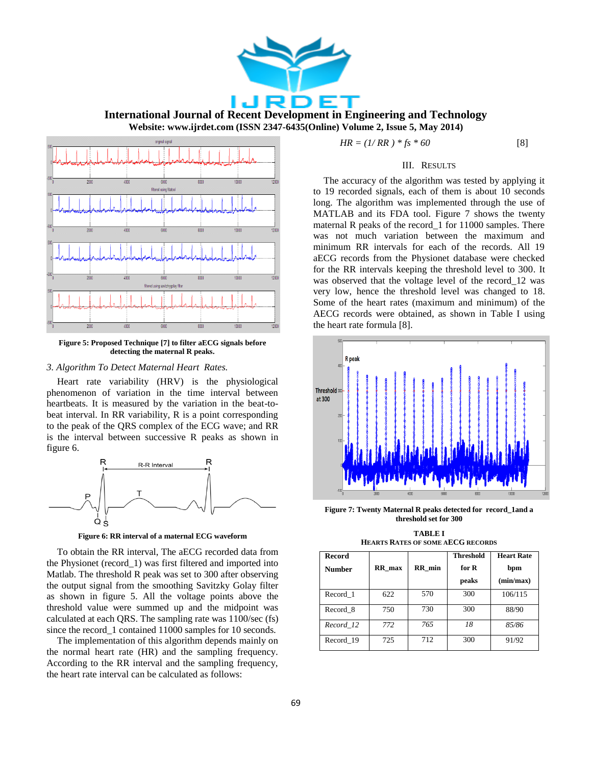Figure 5: Proposed Technique [7] to filter aECG signals before detecting the maternal R peaks.

*3. Algorithm To Detect Maternal Heart Rates.*

Heart rate variability (HRV) is the physiological phenomenon of variation in the time interval between heartbeats. It is measured by the variation in the beat-to-beat interval. In RR variability, R is a point corresponding to the peak of the QRS complex of the ECG wave; and RR is the interval between successive R peaks as shown in figure 6.

Figure 6: RR interval of a maternal ECG waveform

To obtain the RR interval, The aECG recorded data from the Physionet (record_1) was first filtered and imported into Matlab. The threshold R peak was set to 300 after observing the output signal from the smoothing Savitzky Golay filter as shown in figure 5. All the voltage points above the threshold value were summed up and the midpoint was calculated at each QRS. The sampling rate was 1100/sec (fs) since the record_1 contained 11000 samples for 10 seconds.

The implementation of this algorithm depends mainly on the normal heart rate (HR) and the sampling frequency. According to the RR interval and the sampling frequency, the heart rate interval can be calculated as follows:

$$HR = (1/ RR ) * fs * 60 \qquad [8]$$

## III. Results

The accuracy of the algorithm was tested by applying it to 19 recorded signals, each of them is about 10 seconds long. The algorithm was implemented through the use of MATLAB and its FDA tool. Figure 7 shows the twenty maternal R peaks of the record_1 for 11000 samples. There was not much variation between the maximum and minimum RR intervals for each of the records. All 19 aECG records from the Physionet database were checked for the RR intervals keeping the threshold level to 300. It was observed that the voltage level of the record_12 was very low, hence the threshold level was changed to 18. Some of the heart rates (maximum and minimum) of the AECG records were obtained, as shown in Table I using the heart rate formula [8].

Figure 7: Twenty Maternal R peaks detected for record_1and a threshold set for 300

**TABLE I**
**Hearts Rates of some aECG records**

| Record Number | RR_max | RR_min | Threshold for R peaks | Heart Rate bpm (min/max) |
|---|---|---|---|---|
| Record_1 | 622 | 570 | 300 | 106/115 |
| Record_8 | 750 | 730 | 300 | 88/90 |
| *Record_12* | *772* | *765* | *18* | *85/86* |
| Record_19 | 725 | 712 | 300 | 91/92 |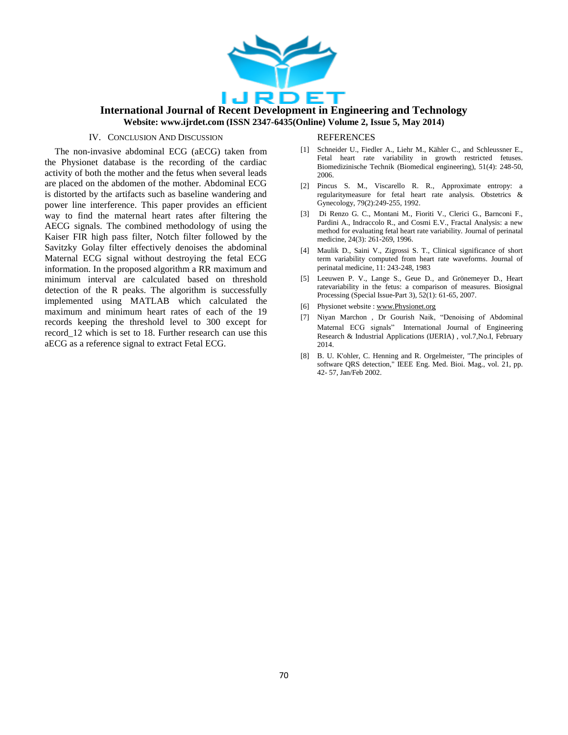## IV. Conclusion And Discussion

The non-invasive abdominal ECG (aECG) taken from the Physionet database is the recording of the cardiac activity of both the mother and the fetus when several leads are placed on the abdomen of the mother. Abdominal ECG is distorted by the artifacts such as baseline wandering and power line interference. This paper provides an efficient way to find the maternal heart rates after filtering the AECG signals. The combined methodology of using the Kaiser FIR high pass filter, Notch filter followed by the Savitzky Golay filter effectively denoises the abdominal Maternal ECG signal without destroying the fetal ECG information. In the proposed algorithm a RR maximum and minimum interval are calculated based on threshold detection of the R peaks. The algorithm is successfully implemented using MATLAB which calculated the maximum and minimum heart rates of each of the 19 records keeping the threshold level to 300 except for record_12 which is set to 18. Further research can use this aECG as a reference signal to extract Fetal ECG.

## REFERENCES

[1] Schneider U., Fiedler A., Liehr M., Kähler C., and Schleussner E., Fetal heart rate variability in growth restricted fetuses. Biomedizinische Technik (Biomedical engineering), 51(4): 248-50, 2006.

[2] Pincus S. M., Viscarello R. R., Approximate entropy: a regularitymeasure for fetal heart rate analysis. Obstetrics & Gynecology, 79(2):249-255, 1992.

[3] Di Renzo G. C., Montani M., Fioriti V., Clerici G., Barnconi F., Pardini A., Indraccolo R., and Cosmi E.V., Fractal Analysis: a new method for evaluating fetal heart rate variability. Journal of perinatal medicine, 24(3): 261-269, 1996.

[4] Maulik D., Saini V., Zigrossi S. T., Clinical significance of short term variability computed from heart rate waveforms. Journal of perinatal medicine, 11: 243-248, 1983

[5] Leeuwen P. V., Lange S., Geue D., and Grönemeyer D., Heart ratevariability in the fetus: a comparison of measures. Biosignal Processing (Special Issue-Part 3), 52(1): 61-65, 2007.

[6] Physionet website : www.Physionet.org

[7] Niyan Marchon , Dr Gourish Naik, "Denoising of Abdominal Maternal ECG signals" International Journal of Engineering Research & Industrial Applications (IJERIA) , vol.7,No.I, February 2014.

[8] B. U. K'ohler, C. Henning and R. Orgelmeister, "The principles of software QRS detection," IEEE Eng. Med. Bioi. Mag., vol. 21, pp. 42- 57, Jan/Feb 2002.